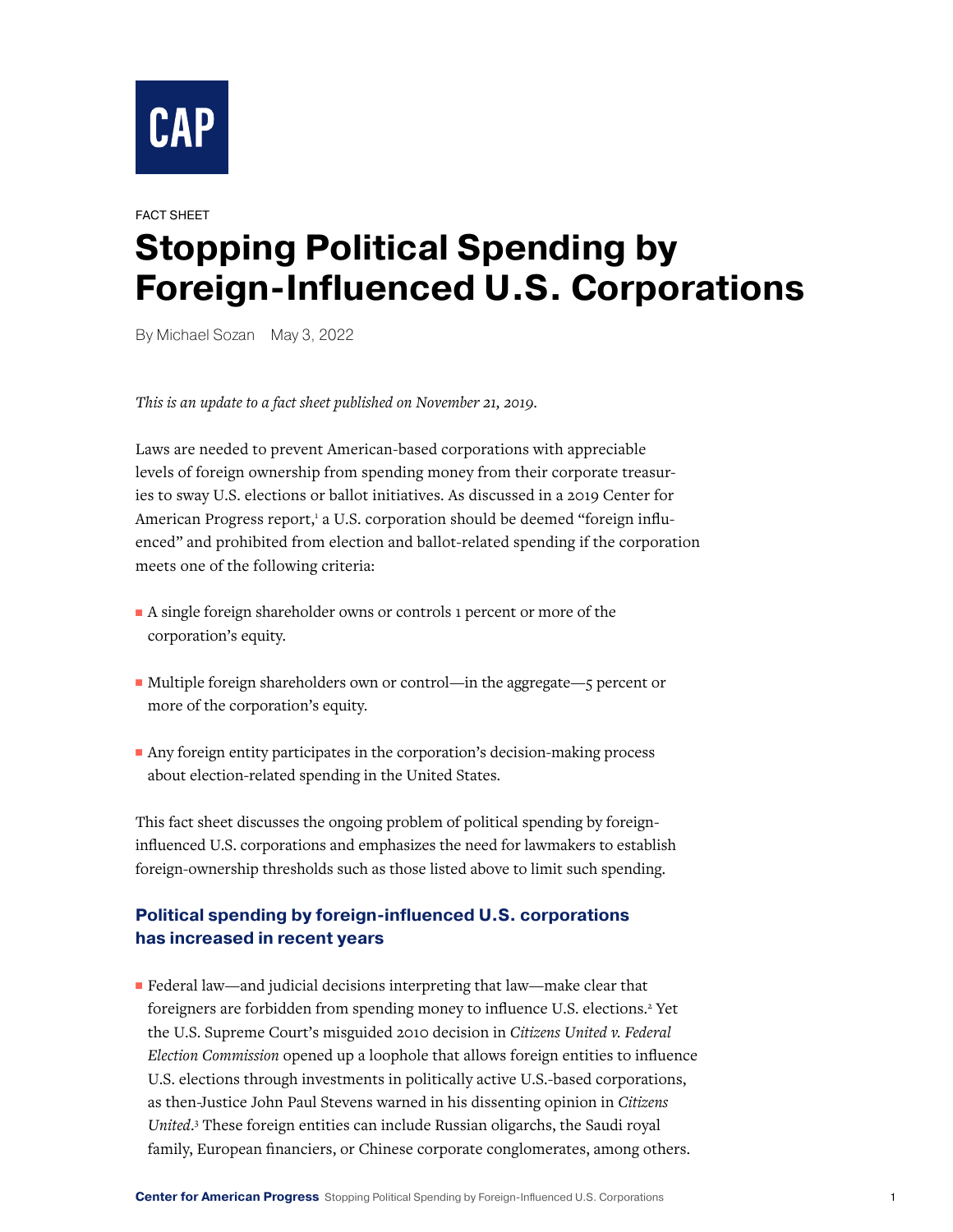CAP

FACT SHEET

# Stopping Political Spending by Foreign-Influenced U.S. Corporations

By Michael Sozan May 3, 2022

*This is an update to a fact sheet published on November 21, 2019.*

Laws are needed to prevent American-based corporations with appreciable levels of foreign ownership from spending money from their corporate treasuries to sway U.S. elections or ballot initiatives. As discussed in a 2019 Center for American Progress report,[1] a U.S. corporation should be deemed "foreign influenced" and prohibited from election and ballot-related spending if the corporation meets one of the following criteria:

- A single foreign shareholder owns or controls 1 percent or more of the corporation's equity.
- Multiple foreign shareholders own or control—in the aggregate—5 percent or more of the corporation's equity.
- Any foreign entity participates in the corporation's decision-making process about election-related spending in the United States.

This fact sheet discusses the ongoing problem of political spending by foreign-influenced U.S. corporations and emphasizes the need for lawmakers to establish foreign-ownership thresholds such as those listed above to limit such spending.

## Political spending by foreign-influenced U.S. corporations has increased in recent years

- Federal law—and judicial decisions interpreting that law—make clear that foreigners are forbidden from spending money to influence U.S. elections.[2] Yet the U.S. Supreme Court's misguided 2010 decision in *Citizens United v. Federal Election Commission* opened up a loophole that allows foreign entities to influence U.S. elections through investments in politically active U.S.-based corporations, as then-Justice John Paul Stevens warned in his dissenting opinion in *Citizens United*.[3] These foreign entities can include Russian oligarchs, the Saudi royal family, European financiers, or Chinese corporate conglomerates, among others.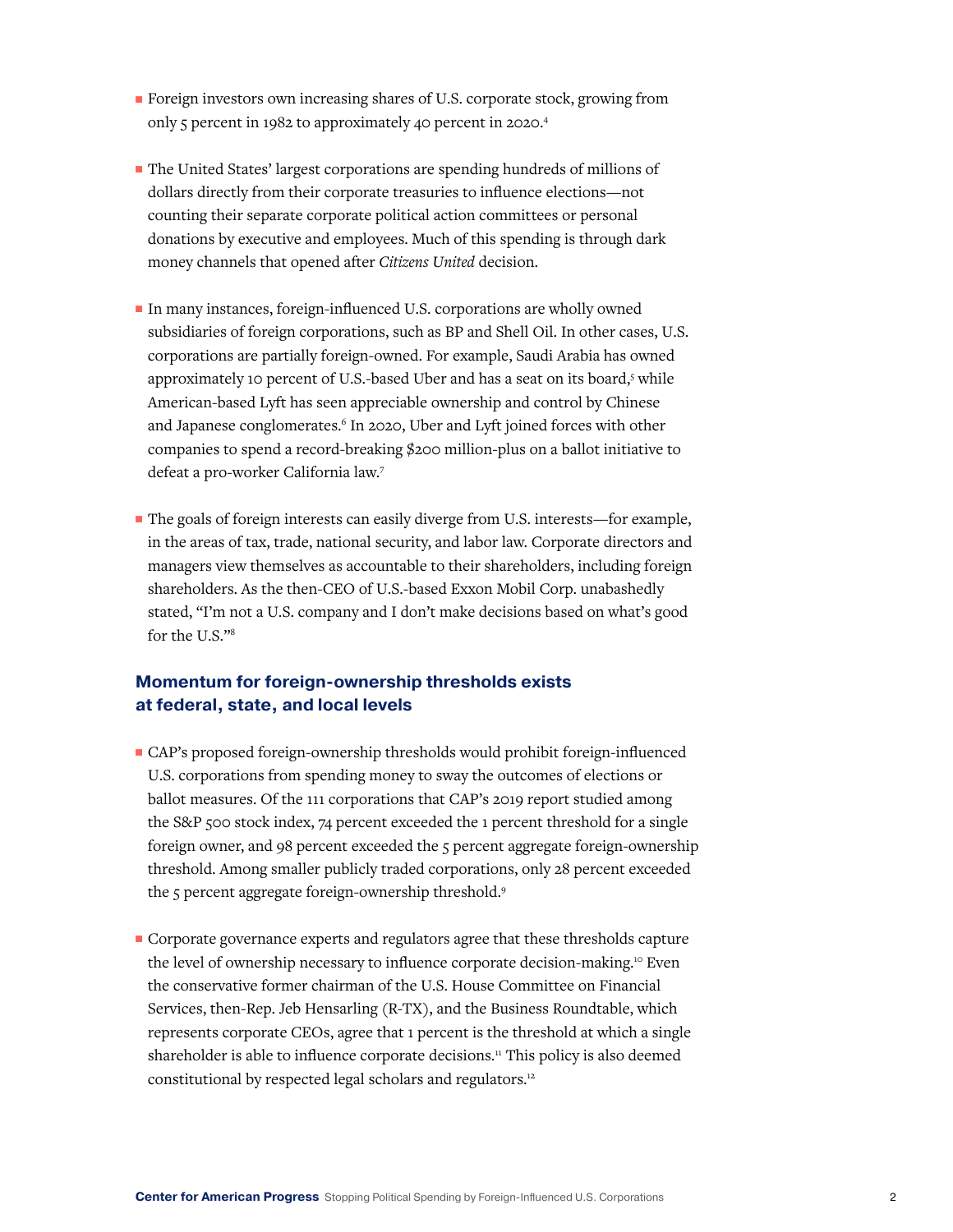- Foreign investors own increasing shares of U.S. corporate stock, growing from only 5 percent in 1982 to approximately 40 percent in 2020.[4]

- The United States' largest corporations are spending hundreds of millions of dollars directly from their corporate treasuries to influence elections—not counting their separate corporate political action committees or personal donations by executive and employees. Much of this spending is through dark money channels that opened after *Citizens United* decision.

- In many instances, foreign-influenced U.S. corporations are wholly owned subsidiaries of foreign corporations, such as BP and Shell Oil. In other cases, U.S. corporations are partially foreign-owned. For example, Saudi Arabia has owned approximately 10 percent of U.S.-based Uber and has a seat on its board,[5] while American-based Lyft has seen appreciable ownership and control by Chinese and Japanese conglomerates.[6] In 2020, Uber and Lyft joined forces with other companies to spend a record-breaking $200 million-plus on a ballot initiative to defeat a pro-worker California law.[7]

- The goals of foreign interests can easily diverge from U.S. interests—for example, in the areas of tax, trade, national security, and labor law. Corporate directors and managers view themselves as accountable to their shareholders, including foreign shareholders. As the then-CEO of U.S.-based Exxon Mobil Corp. unabashedly stated, "I'm not a U.S. company and I don't make decisions based on what's good for the U.S."[8]

## Momentum for foreign-ownership thresholds exists at federal, state, and local levels

- CAP's proposed foreign-ownership thresholds would prohibit foreign-influenced U.S. corporations from spending money to sway the outcomes of elections or ballot measures. Of the 111 corporations that CAP's 2019 report studied among the S&P 500 stock index, 74 percent exceeded the 1 percent threshold for a single foreign owner, and 98 percent exceeded the 5 percent aggregate foreign-ownership threshold. Among smaller publicly traded corporations, only 28 percent exceeded the 5 percent aggregate foreign-ownership threshold.[9]

- Corporate governance experts and regulators agree that these thresholds capture the level of ownership necessary to influence corporate decision-making.[10] Even the conservative former chairman of the U.S. House Committee on Financial Services, then-Rep. Jeb Hensarling (R-TX), and the Business Roundtable, which represents corporate CEOs, agree that 1 percent is the threshold at which a single shareholder is able to influence corporate decisions.[11] This policy is also deemed constitutional by respected legal scholars and regulators.[12]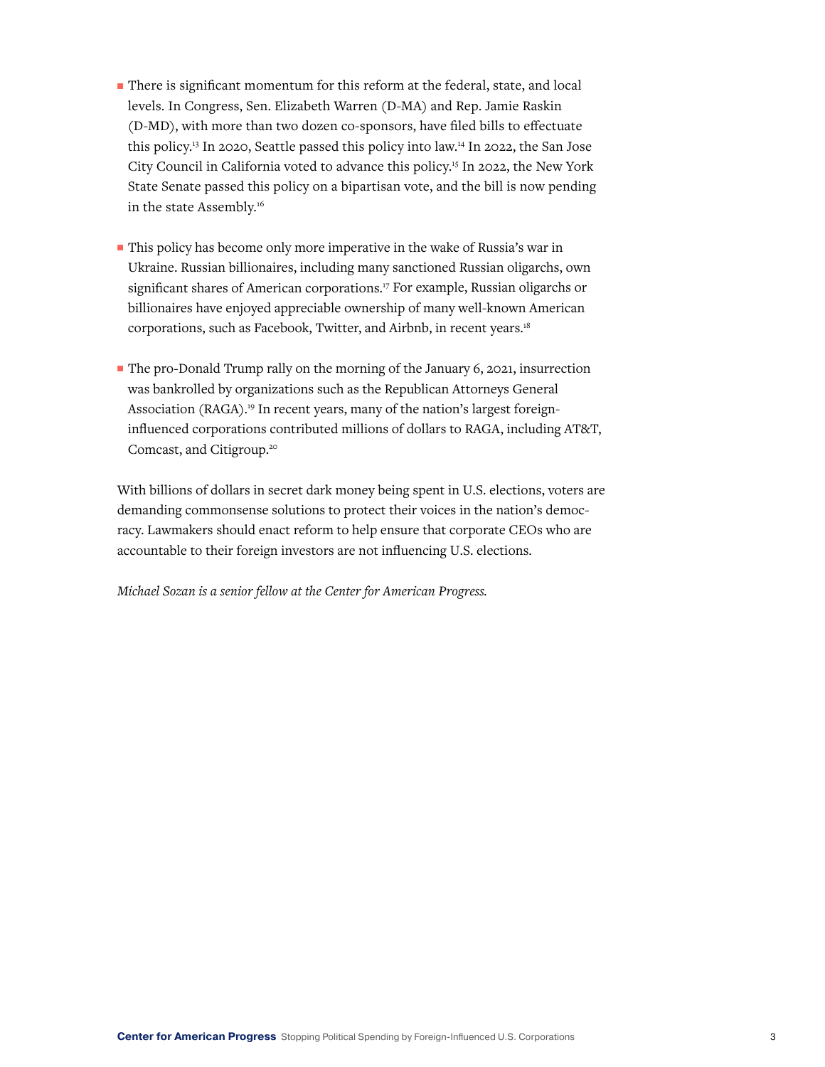- There is significant momentum for this reform at the federal, state, and local levels. In Congress, Sen. Elizabeth Warren (D-MA) and Rep. Jamie Raskin (D-MD), with more than two dozen co-sponsors, have filed bills to effectuate this policy.[13] In 2020, Seattle passed this policy into law.[14] In 2022, the San Jose City Council in California voted to advance this policy.[15] In 2022, the New York State Senate passed this policy on a bipartisan vote, and the bill is now pending in the state Assembly.[16]

- This policy has become only more imperative in the wake of Russia's war in Ukraine. Russian billionaires, including many sanctioned Russian oligarchs, own significant shares of American corporations.[17] For example, Russian oligarchs or billionaires have enjoyed appreciable ownership of many well-known American corporations, such as Facebook, Twitter, and Airbnb, in recent years.[18]

- The pro-Donald Trump rally on the morning of the January 6, 2021, insurrection was bankrolled by organizations such as the Republican Attorneys General Association (RAGA).[19] In recent years, many of the nation's largest foreign-influenced corporations contributed millions of dollars to RAGA, including AT&T, Comcast, and Citigroup.[20]

With billions of dollars in secret dark money being spent in U.S. elections, voters are demanding commonsense solutions to protect their voices in the nation's democracy. Lawmakers should enact reform to help ensure that corporate CEOs who are accountable to their foreign investors are not influencing U.S. elections.

*Michael Sozan is a senior fellow at the Center for American Progress.*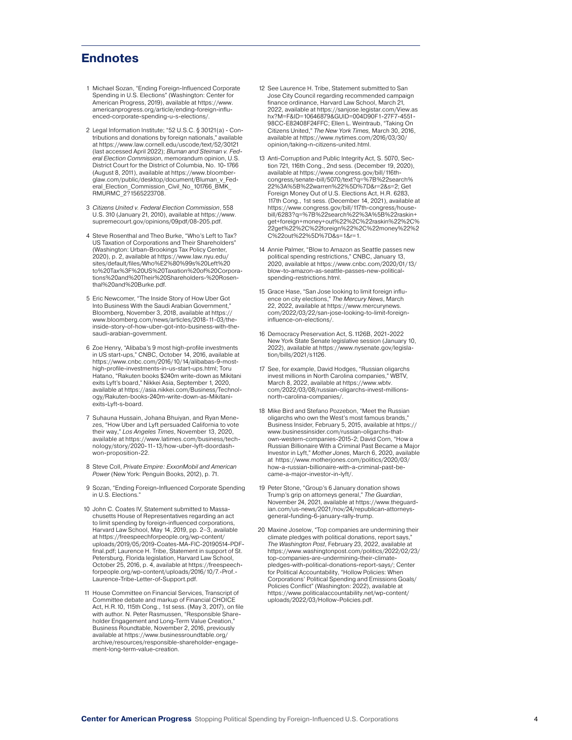## Endnotes

1. Michael Sozan, "Ending Foreign-Influenced Corporate Spending in U.S. Elections" (Washington: Center for American Progress, 2019), available at https://www.americanprogress.org/article/ending-foreign-influenced-corporate-spending-u-s-elections/.

2. Legal Information Institute; "52 U.S.C. § 30121(a) - Contributions and donations by foreign nationals," available at https://www.law.cornell.edu/uscode/text/52/30121 (last accessed April 2022); *Bluman and Steiman v. Federal Election Commission*, memorandum opinion, U.S. District Court for the District of Columbia, No. 10-1766 (August 8, 2011), available at https://www.bloomberglaw.com/public/desktop/document/Bluman_v_Federal_Election_Commission_Civil_No_101766_BMK_RMURMC_2?1565223708.

3. *Citizens United v. Federal Election Commission*, 558 U.S. 310 (January 21, 2010), available at https://www.supremecourt.gov/opinions/09pdf/08-205.pdf.

4. Steve Rosenthal and Theo Burke, "Who's Left to Tax? US Taxation of Corporations and Their Shareholders" (Washington: Urban-Brookings Tax Policy Center, 2020), p. 2, available at https://www.law.nyu.edu/sites/default/files/Who%E2%80%99s%20Left%20to%20Tax%3F%20US%20Taxation%20of%20Corporations%20and%20Their%20Shareholders-%20Rosenthal%20and%20Burke.pdf.

5. Eric Newcomer, "The Inside Story of How Uber Got Into Business With the Saudi Arabian Government," Bloomberg, November 3, 2018, available at https://www.bloomberg.com/news/articles/2018-11-03/the-inside-story-of-how-uber-got-into-business-with-the-saudi-arabian-government.

6. Zoe Henry, "Alibaba's 9 most high-profile investments in US start-ups," CNBC, October 14, 2016, available at https://www.cnbc.com/2016/10/14/alibabas-9-most-high-profile-investments-in-us-start-ups.html; Toru Hatano, "Rakuten books $240m write-down as Mikitani exits Lyft's board," Nikkei Asia, September 1, 2020, available at https://asia.nikkei.com/Business/Technology/Rakuten-books-240m-write-down-as-Mikitani-exits-Lyft-s-board.

7. Suhauna Hussain, Johana Bhuiyan, and Ryan Menezes, "How Uber and Lyft persuaded California to vote their way," *Los Angeles Times*, November 13, 2020, available at https://www.latimes.com/business/technology/story/2020-11-13/how-uber-lyft-doordash-won-proposition-22.

8. Steve Coll, *Private Empire: ExxonMobil and American Power* (New York: Penguin Books, 2012), p. 71.

9. Sozan, "Ending Foreign-Influenced Corporate Spending in U.S. Elections."

10. John C. Coates IV, Statement submitted to Massachusetts House of Representatives regarding an act to limit spending by foreign-influenced corporations, Harvard Law School, May 14, 2019, pp. 2–3, available at https://freespeechforpeople.org/wp-content/uploads/2019/05/2019-Coates-MA-FIC-20190514-PDF-final.pdf; Laurence H. Tribe, Statement in support of St. Petersburg, Florida legislation, Harvard Law School, October 25, 2016, p. 4, available at https://freespeechforpeople.org/wp-content/uploads/2016/10/7.-Prof.-Laurence-Tribe-Letter-of-Support.pdf.

11. House Committee on Financial Services, Transcript of Committee debate and markup of Financial CHOICE Act, H.R. 10, 115th Cong., 1st sess. (May 3, 2017), on file with author. N. Peter Rasmussen, "Responsible Shareholder Engagement and Long-Term Value Creation," Business Roundtable, November 2, 2016, previously available at https://www.businessroundtable.org/archive/resources/responsible-shareholder-engagement-long-term-value-creation.

12. See Laurence H. Tribe, Statement submitted to San Jose City Council regarding recommended campaign finance ordinance, Harvard Law School, March 21, 2022, available at https://sanjose.legistar.com/View.ashx?M=F&ID=10646879&GUID=004D90F1-27F7-4551-98CC-E82408F24FFC; Ellen L. Weintraub, "Taking On Citizens United," *The New York Times,* March 30, 2016, available at https://www.nytimes.com/2016/03/30/opinion/taking-n-citizens-united.html.

13. Anti-Corruption and Public Integrity Act, S. 5070, Section 721, 116th Cong., 2nd sess. (December 19, 2020), available at https://www.congress.gov/bill/116th-congress/senate-bill/5070/text?q=%7B%22search%22%3A%5B%22warren%22%5D%7D&r=2&s=2; Get Foreign Money Out of U.S. Elections Act, H.R. 6283, 117th Cong., 1st sess. (December 14, 2021), available at https://www.congress.gov/bill/117th-congress/house-bill/6283?q=%7B%22search%22%3A%5B%22raskin+get+foreign+money+out%22%2C%22raskin%22%2C%22get%22%2C%22foreign%22%2C%22money%22%2C%22out%22%5D%7D&s=1&r=1.

14. Annie Palmer, "Blow to Amazon as Seattle passes new political spending restrictions," CNBC, January 13, 2020, available at https://www.cnbc.com/2020/01/13/blow-to-amazon-as-seattle-passes-new-political-spending-restrictions.html.

15. Grace Hase, "San Jose looking to limit foreign influence on city elections," *The Mercury News*, March 22, 2022, available at https://www.mercurynews.com/2022/03/22/san-jose-looking-to-limit-foreign-influence-on-elections/.

16. Democracy Preservation Act, S. 1126B, 2021-2022 New York State Senate legislative session (January 10, 2022), available at https://www.nysenate.gov/legislation/bills/2021/s1126.

17. See, for example, David Hodges, "Russian oligarchs invest millions in North Carolina companies," WBTV, March 8, 2022, available at https://www.wbtv.com/2022/03/08/russian-oligarchs-invest-millions-north-carolina-companies/.

18. Mike Bird and Stefano Pozzebon, "Meet the Russian oligarchs who own the West's most famous brands," Business Insider, February 5, 2015, available at https://www.businessinsider.com/russian-oligarchs-that-own-western-companies-2015-2; David Corn, "How a Russian Billionaire With a Criminal Past Became a Major Investor in Lyft," *Mother Jones*, March 6, 2020, available at https://www.motherjones.com/politics/2020/03/how-a-russian-billionaire-with-a-criminal-past-became-a-major-investor-in-lyft/.

19. Peter Stone, "Group's 6 January donation shows Trump's grip on attorneys general," *The Guardian*, November 24, 2021, available at https://www.theguardian.com/us-news/2021/nov/24/republican-attorneys-general-funding-6-january-rally-trump.

20. Maxine Joselow, "Top companies are undermining their climate pledges with political donations, report says," *The Washington Post*, February 23, 2022, available at https://www.washingtonpost.com/politics/2022/02/23/top-companies-are-undermining-their-climate-pledges-with-political-donations-report-says/; Center for Political Accountability, "Hollow Policies: When Corporations' Political Spending and Emissions Goals/Policies Conflict" (Washington: 2022), available at https://www.politicalaccountability.net/wp-content/uploads/2022/03/Hollow-Policies.pdf.